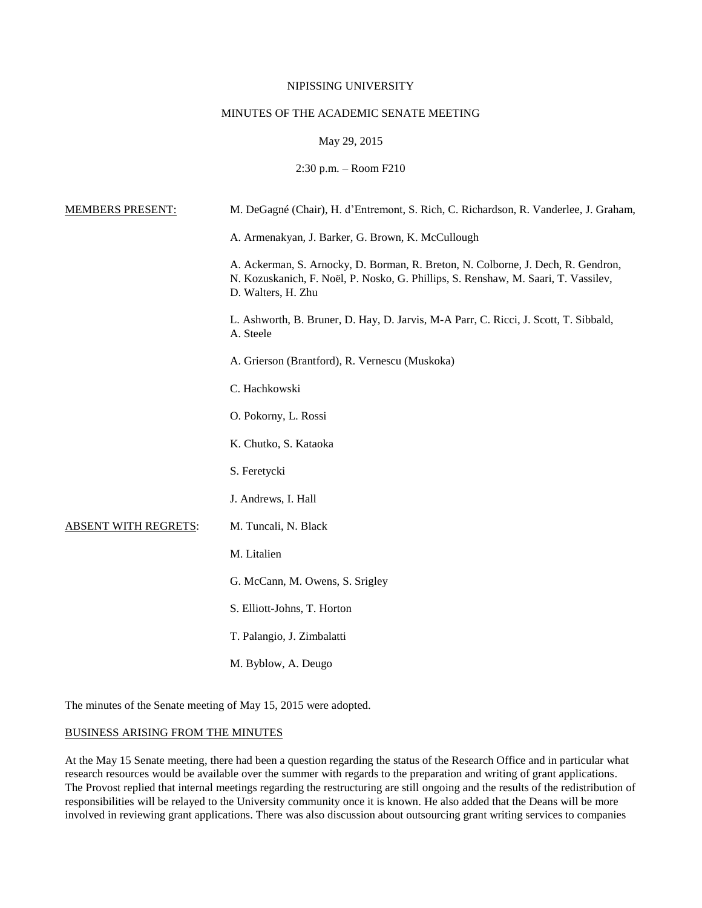NIPISSING UNIVERSITY

MINUTES OF THE ACADEMIC SENATE MEETING

May 29, 2015

2:30 p.m. – Room F210

MEMBERS PRESENT:

M. DeGagné (Chair), H. d'Entremont, S. Rich, C. Richardson, R. Vanderlee, J. Graham,

A. Armenakyan, J. Barker, G. Brown, K. McCullough

A. Ackerman, S. Arnocky, D. Borman, R. Breton, N. Colborne, J. Dech, R. Gendron, N. Kozuskanich, F. Noël, P. Nosko, G. Phillips, S. Renshaw, M. Saari, T. Vassilev, D. Walters, H. Zhu

L. Ashworth, B. Bruner, D. Hay, D. Jarvis, M-A Parr, C. Ricci, J. Scott, T. Sibbald, A. Steele

A. Grierson (Brantford), R. Vernescu (Muskoka)

C. Hachkowski

O. Pokorny, L. Rossi

K. Chutko, S. Kataoka

S. Feretycki

J. Andrews, I. Hall

ABSENT WITH REGRETS:

M. Tuncali, N. Black

M. Litalien

G. McCann, M. Owens, S. Srigley

S. Elliott-Johns, T. Horton

T. Palangio, J. Zimbalatti

M. Byblow, A. Deugo

The minutes of the Senate meeting of May 15, 2015 were adopted.

## BUSINESS ARISING FROM THE MINUTES

At the May 15 Senate meeting, there had been a question regarding the status of the Research Office and in particular what research resources would be available over the summer with regards to the preparation and writing of grant applications. The Provost replied that internal meetings regarding the restructuring are still ongoing and the results of the redistribution of responsibilities will be relayed to the University community once it is known. He also added that the Deans will be more involved in reviewing grant applications. There was also discussion about outsourcing grant writing services to companies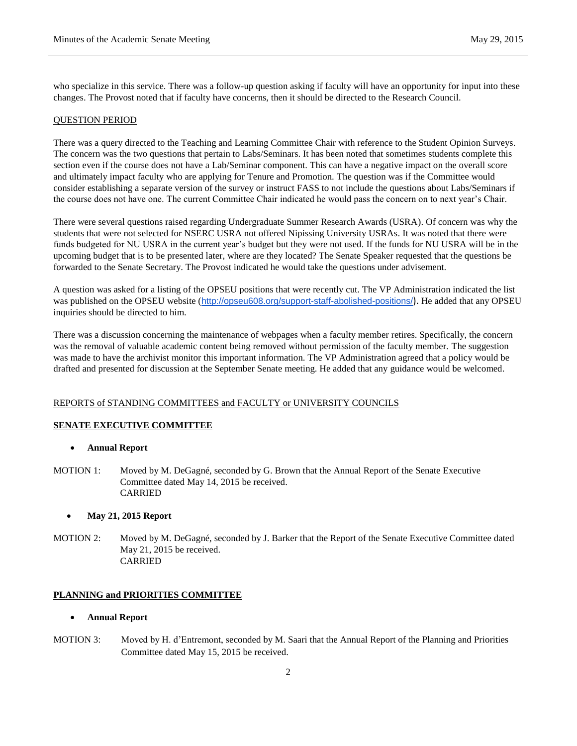who specialize in this service. There was a follow-up question asking if faculty will have an opportunity for input into these changes. The Provost noted that if faculty have concerns, then it should be directed to the Research Council.

QUESTION PERIOD

There was a query directed to the Teaching and Learning Committee Chair with reference to the Student Opinion Surveys. The concern was the two questions that pertain to Labs/Seminars. It has been noted that sometimes students complete this section even if the course does not have a Lab/Seminar component. This can have a negative impact on the overall score and ultimately impact faculty who are applying for Tenure and Promotion. The question was if the Committee would consider establishing a separate version of the survey or instruct FASS to not include the questions about Labs/Seminars if the course does not have one. The current Committee Chair indicated he would pass the concern on to next year's Chair.

There were several questions raised regarding Undergraduate Summer Research Awards (USRA). Of concern was why the students that were not selected for NSERC USRA not offered Nipissing University USRAs. It was noted that there were funds budgeted for NU USRA in the current year's budget but they were not used. If the funds for NU USRA will be in the upcoming budget that is to be presented later, where are they located? The Senate Speaker requested that the questions be forwarded to the Senate Secretary. The Provost indicated he would take the questions under advisement.

A question was asked for a listing of the OPSEU positions that were recently cut. The VP Administration indicated the list was published on the OPSEU website (http://opseu608.org/support-staff-abolished-positions/). He added that any OPSEU inquiries should be directed to him.

There was a discussion concerning the maintenance of webpages when a faculty member retires. Specifically, the concern was the removal of valuable academic content being removed without permission of the faculty member. The suggestion was made to have the archivist monitor this important information. The VP Administration agreed that a policy would be drafted and presented for discussion at the September Senate meeting. He added that any guidance would be welcomed.

REPORTS of STANDING COMMITTEES and FACULTY or UNIVERSITY COUNCILS

**SENATE EXECUTIVE COMMITTEE**

- **Annual Report**

MOTION 1: Moved by M. DeGagné, seconded by G. Brown that the Annual Report of the Senate Executive Committee dated May 14, 2015 be received.
CARRIED

- **May 21, 2015 Report**

MOTION 2: Moved by M. DeGagné, seconded by J. Barker that the Report of the Senate Executive Committee dated May 21, 2015 be received.
CARRIED

**PLANNING and PRIORITIES COMMITTEE**

- **Annual Report**

MOTION 3: Moved by H. d'Entremont, seconded by M. Saari that the Annual Report of the Planning and Priorities Committee dated May 15, 2015 be received.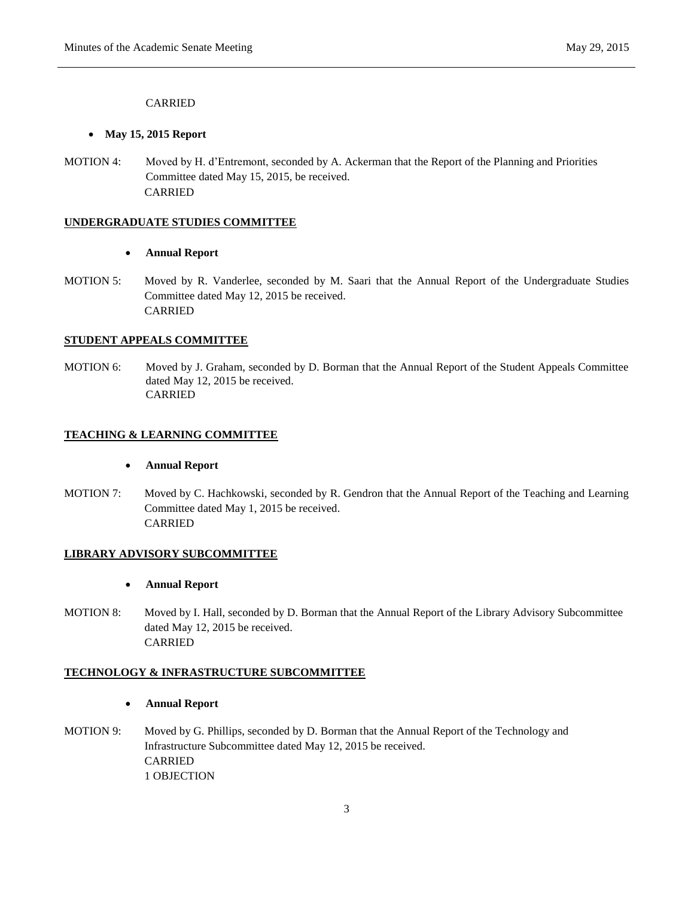CARRIED

- **May 15, 2015 Report**

MOTION 4: Moved by H. d'Entremont, seconded by A. Ackerman that the Report of the Planning and Priorities Committee dated May 15, 2015, be received.
CARRIED

**UNDERGRADUATE STUDIES COMMITTEE**

- **Annual Report**

MOTION 5: Moved by R. Vanderlee, seconded by M. Saari that the Annual Report of the Undergraduate Studies Committee dated May 12, 2015 be received.
CARRIED

**STUDENT APPEALS COMMITTEE**

MOTION 6: Moved by J. Graham, seconded by D. Borman that the Annual Report of the Student Appeals Committee dated May 12, 2015 be received.
CARRIED

**TEACHING & LEARNING COMMITTEE**

- **Annual Report**

MOTION 7: Moved by C. Hachkowski, seconded by R. Gendron that the Annual Report of the Teaching and Learning Committee dated May 1, 2015 be received.
CARRIED

**LIBRARY ADVISORY SUBCOMMITTEE**

- **Annual Report**

MOTION 8: Moved by I. Hall, seconded by D. Borman that the Annual Report of the Library Advisory Subcommittee dated May 12, 2015 be received.
CARRIED

**TECHNOLOGY & INFRASTRUCTURE SUBCOMMITTEE**

- **Annual Report**

MOTION 9: Moved by G. Phillips, seconded by D. Borman that the Annual Report of the Technology and Infrastructure Subcommittee dated May 12, 2015 be received.
CARRIED
1 OBJECTION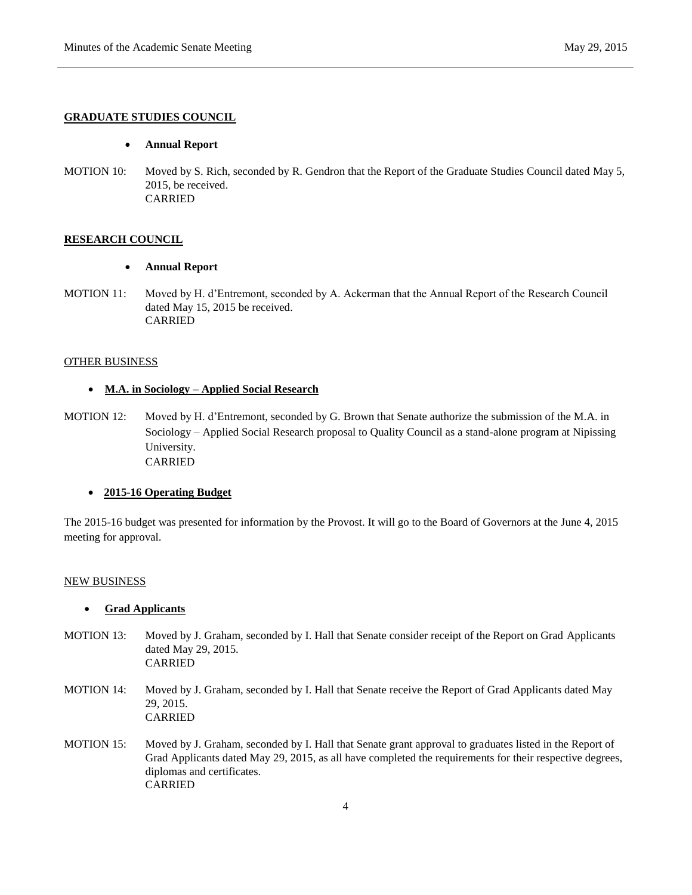## GRADUATE STUDIES COUNCIL

- **Annual Report**

MOTION 10: Moved by S. Rich, seconded by R. Gendron that the Report of the Graduate Studies Council dated May 5, 2015, be received.
CARRIED

## RESEARCH COUNCIL

- **Annual Report**

MOTION 11: Moved by H. d'Entremont, seconded by A. Ackerman that the Annual Report of the Research Council dated May 15, 2015 be received.
CARRIED

## OTHER BUSINESS

- **M.A. in Sociology – Applied Social Research**

MOTION 12: Moved by H. d'Entremont, seconded by G. Brown that Senate authorize the submission of the M.A. in Sociology – Applied Social Research proposal to Quality Council as a stand-alone program at Nipissing University.
CARRIED

- **2015-16 Operating Budget**

The 2015-16 budget was presented for information by the Provost. It will go to the Board of Governors at the June 4, 2015 meeting for approval.

## NEW BUSINESS

- **Grad Applicants**

MOTION 13: Moved by J. Graham, seconded by I. Hall that Senate consider receipt of the Report on Grad Applicants dated May 29, 2015.
CARRIED

MOTION 14: Moved by J. Graham, seconded by I. Hall that Senate receive the Report of Grad Applicants dated May 29, 2015.
CARRIED

MOTION 15: Moved by J. Graham, seconded by I. Hall that Senate grant approval to graduates listed in the Report of Grad Applicants dated May 29, 2015, as all have completed the requirements for their respective degrees, diplomas and certificates.
CARRIED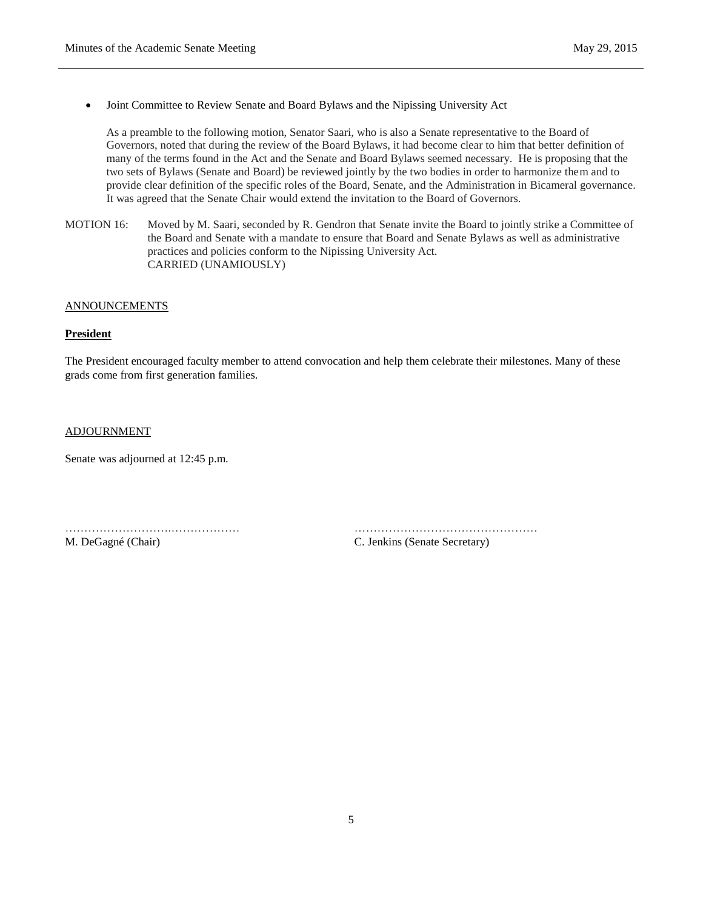- Joint Committee to Review Senate and Board Bylaws and the Nipissing University Act

  As a preamble to the following motion, Senator Saari, who is also a Senate representative to the Board of Governors, noted that during the review of the Board Bylaws, it had become clear to him that better definition of many of the terms found in the Act and the Senate and Board Bylaws seemed necessary. He is proposing that the two sets of Bylaws (Senate and Board) be reviewed jointly by the two bodies in order to harmonize them and to provide clear definition of the specific roles of the Board, Senate, and the Administration in Bicameral governance. It was agreed that the Senate Chair would extend the invitation to the Board of Governors.

MOTION 16: Moved by M. Saari, seconded by R. Gendron that Senate invite the Board to jointly strike a Committee of the Board and Senate with a mandate to ensure that Board and Senate Bylaws as well as administrative practices and policies conform to the Nipissing University Act.
CARRIED (UNAMIOUSLY)

ANNOUNCEMENTS

**President**

The President encouraged faculty member to attend convocation and help them celebrate their milestones. Many of these grads come from first generation families.

ADJOURNMENT

Senate was adjourned at 12:45 p.m.

……………………….………………
M. DeGagné (Chair)

…………………………………………
C. Jenkins (Senate Secretary)